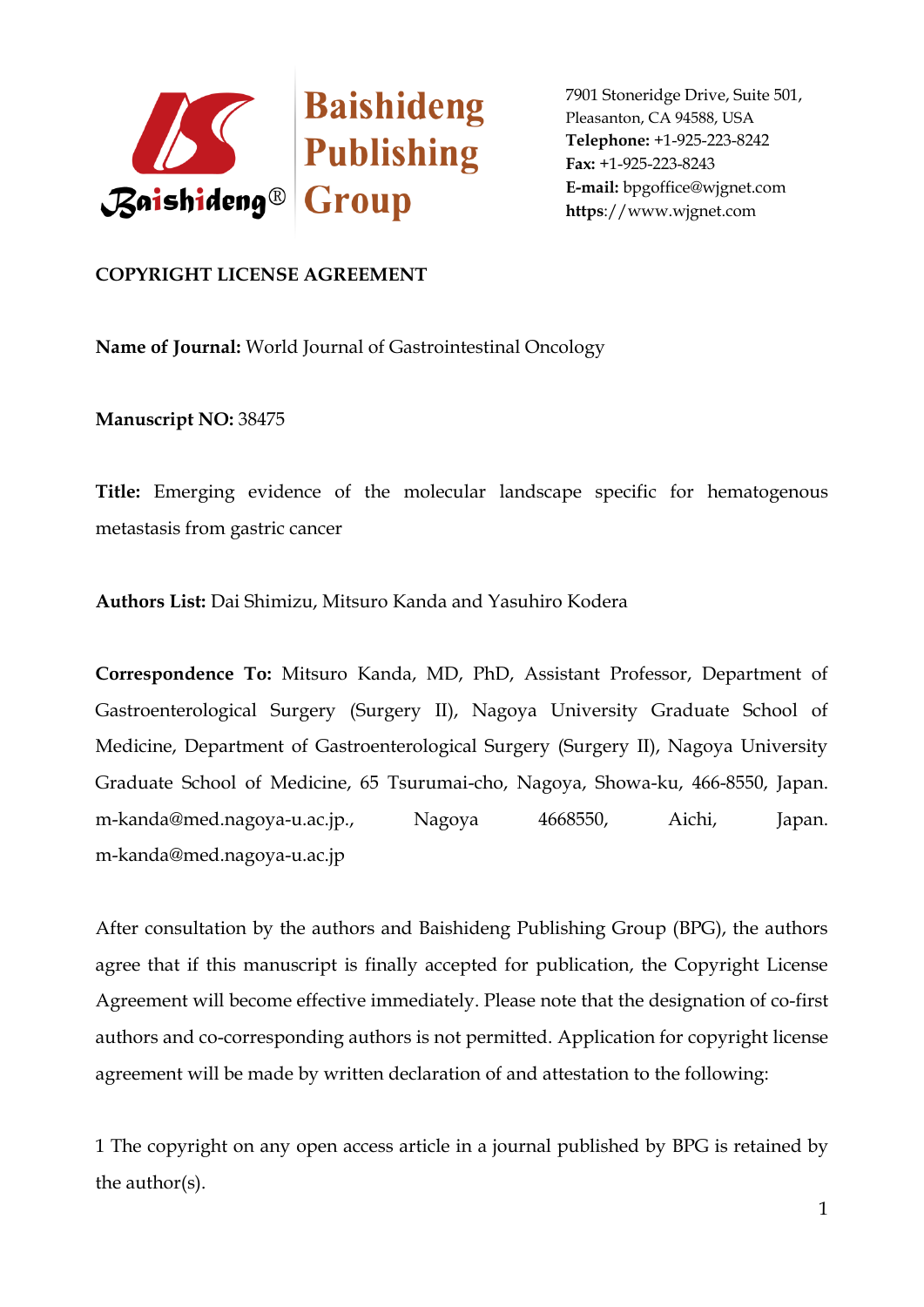Baishideng Publishing Group

7901 Stoneridge Drive, Suite 501,
Pleasanton, CA 94588, USA
**Telephone:** +1-925-223-8242
**Fax:** +1-925-223-8243
**E-mail:** bpgoffice@wjgnet.com
**https**://www.wjgnet.com

**COPYRIGHT LICENSE AGREEMENT**

**Name of Journal:** World Journal of Gastrointestinal Oncology

**Manuscript NO:** 38475

**Title:** Emerging evidence of the molecular landscape specific for hematogenous metastasis from gastric cancer

**Authors List:** Dai Shimizu, Mitsuro Kanda and Yasuhiro Kodera

**Correspondence To:** Mitsuro Kanda, MD, PhD, Assistant Professor, Department of Gastroenterological Surgery (Surgery II), Nagoya University Graduate School of Medicine, Department of Gastroenterological Surgery (Surgery II), Nagoya University Graduate School of Medicine, 65 Tsurumai-cho, Nagoya, Showa-ku, 466-8550, Japan. m-kanda@med.nagoya-u.ac.jp., Nagoya 4668550, Aichi, Japan. m-kanda@med.nagoya-u.ac.jp

After consultation by the authors and Baishideng Publishing Group (BPG), the authors agree that if this manuscript is finally accepted for publication, the Copyright License Agreement will become effective immediately. Please note that the designation of co-first authors and co-corresponding authors is not permitted. Application for copyright license agreement will be made by written declaration of and attestation to the following:

1 The copyright on any open access article in a journal published by BPG is retained by the author(s).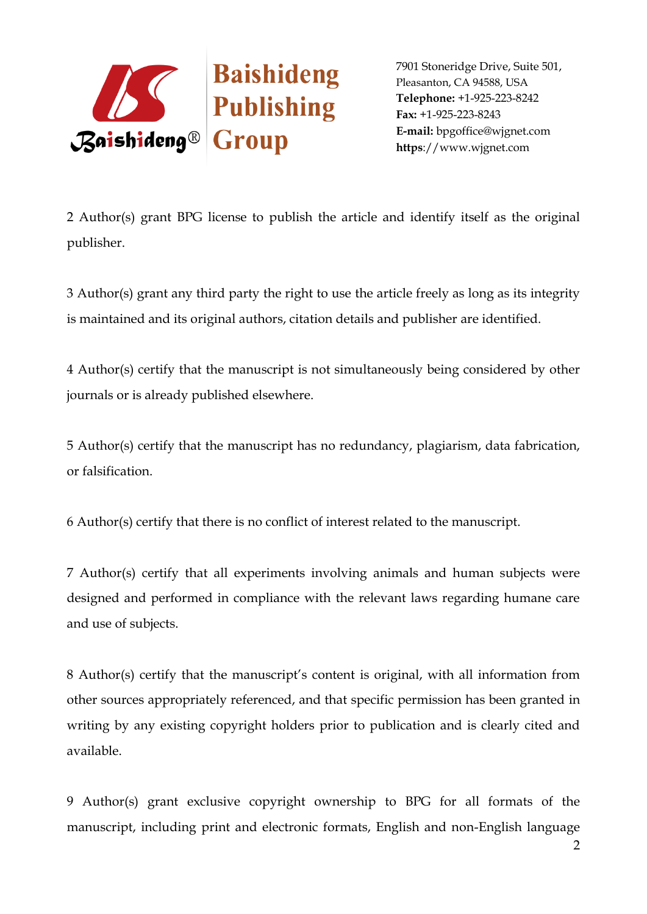2 Author(s) grant BPG license to publish the article and identify itself as the original publisher.

3 Author(s) grant any third party the right to use the article freely as long as its integrity is maintained and its original authors, citation details and publisher are identified.

4 Author(s) certify that the manuscript is not simultaneously being considered by other journals or is already published elsewhere.

5 Author(s) certify that the manuscript has no redundancy, plagiarism, data fabrication, or falsification.

6 Author(s) certify that there is no conflict of interest related to the manuscript.

7 Author(s) certify that all experiments involving animals and human subjects were designed and performed in compliance with the relevant laws regarding humane care and use of subjects.

8 Author(s) certify that the manuscript's content is original, with all information from other sources appropriately referenced, and that specific permission has been granted in writing by any existing copyright holders prior to publication and is clearly cited and available.

9 Author(s) grant exclusive copyright ownership to BPG for all formats of the manuscript, including print and electronic formats, English and non-English language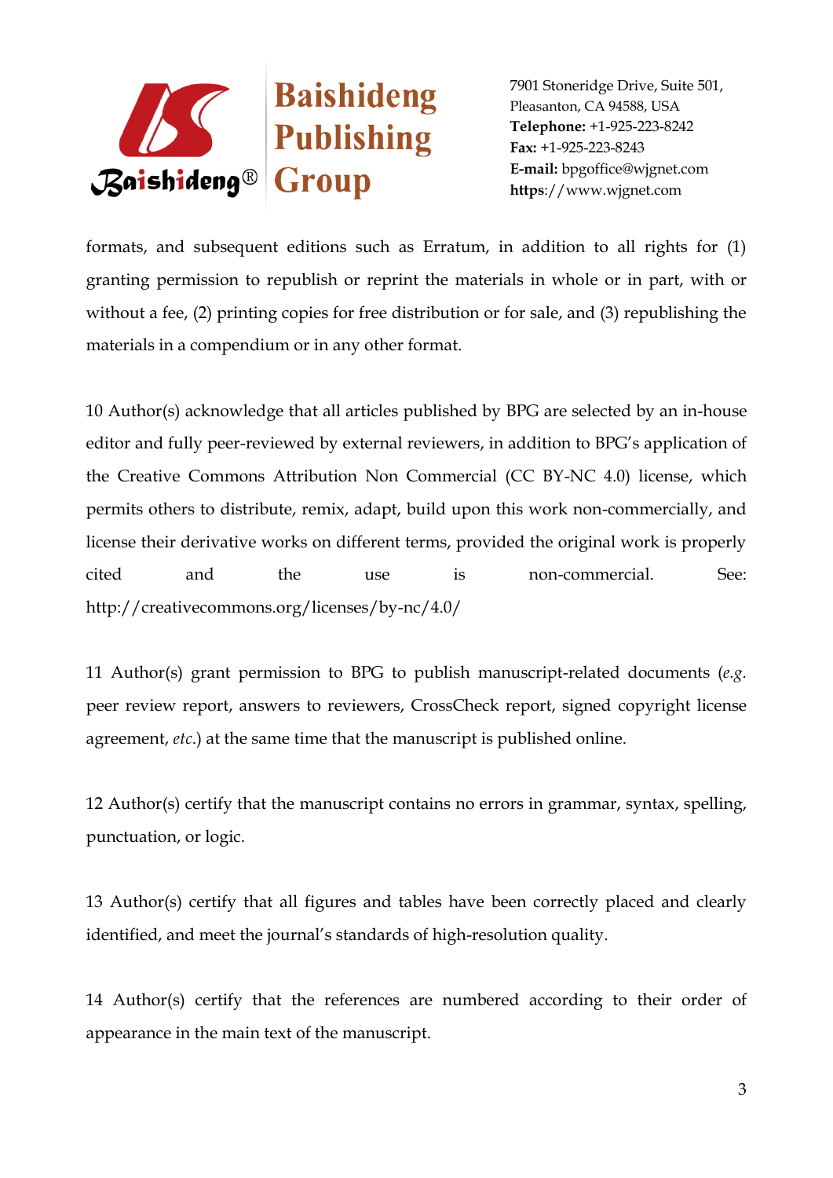formats, and subsequent editions such as Erratum, in addition to all rights for (1) granting permission to republish or reprint the materials in whole or in part, with or without a fee, (2) printing copies for free distribution or for sale, and (3) republishing the materials in a compendium or in any other format.

10 Author(s) acknowledge that all articles published by BPG are selected by an in-house editor and fully peer-reviewed by external reviewers, in addition to BPG's application of the Creative Commons Attribution Non Commercial (CC BY-NC 4.0) license, which permits others to distribute, remix, adapt, build upon this work non-commercially, and license their derivative works on different terms, provided the original work is properly cited and the use is non-commercial. See: http://creativecommons.org/licenses/by-nc/4.0/

11 Author(s) grant permission to BPG to publish manuscript-related documents (*e.g.* peer review report, answers to reviewers, CrossCheck report, signed copyright license agreement, *etc.*) at the same time that the manuscript is published online.

12 Author(s) certify that the manuscript contains no errors in grammar, syntax, spelling, punctuation, or logic.

13 Author(s) certify that all figures and tables have been correctly placed and clearly identified, and meet the journal's standards of high-resolution quality.

14 Author(s) certify that the references are numbered according to their order of appearance in the main text of the manuscript.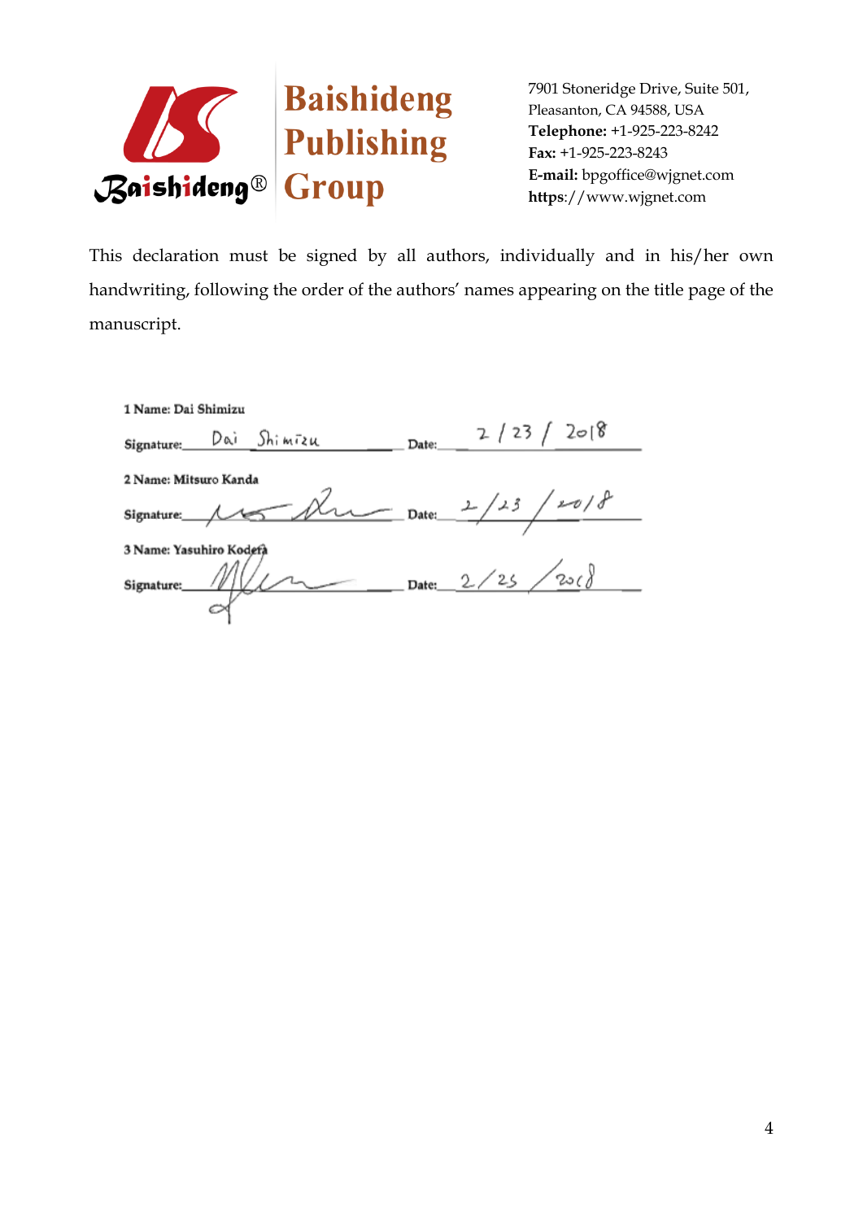Baishideng Publishing Group

7901 Stoneridge Drive, Suite 501,
Pleasanton, CA 94588, USA
**Telephone:** +1-925-223-8242
**Fax:** +1-925-223-8243
**E-mail:** bpgoffice@wjgnet.com
**https**://www.wjgnet.com

This declaration must be signed by all authors, individually and in his/her own handwriting, following the order of the authors' names appearing on the title page of the manuscript.

**1 Name: Dai Shimizu**

**Signature:** Dai Shimizu **Date:** 2/23/2018

**2 Name: Mitsuro Kanda**

**Signature:** (signature) **Date:** 2/23/2018

**3 Name: Yasuhiro Kodera**

**Signature:** (signature) **Date:** 2/25/2018